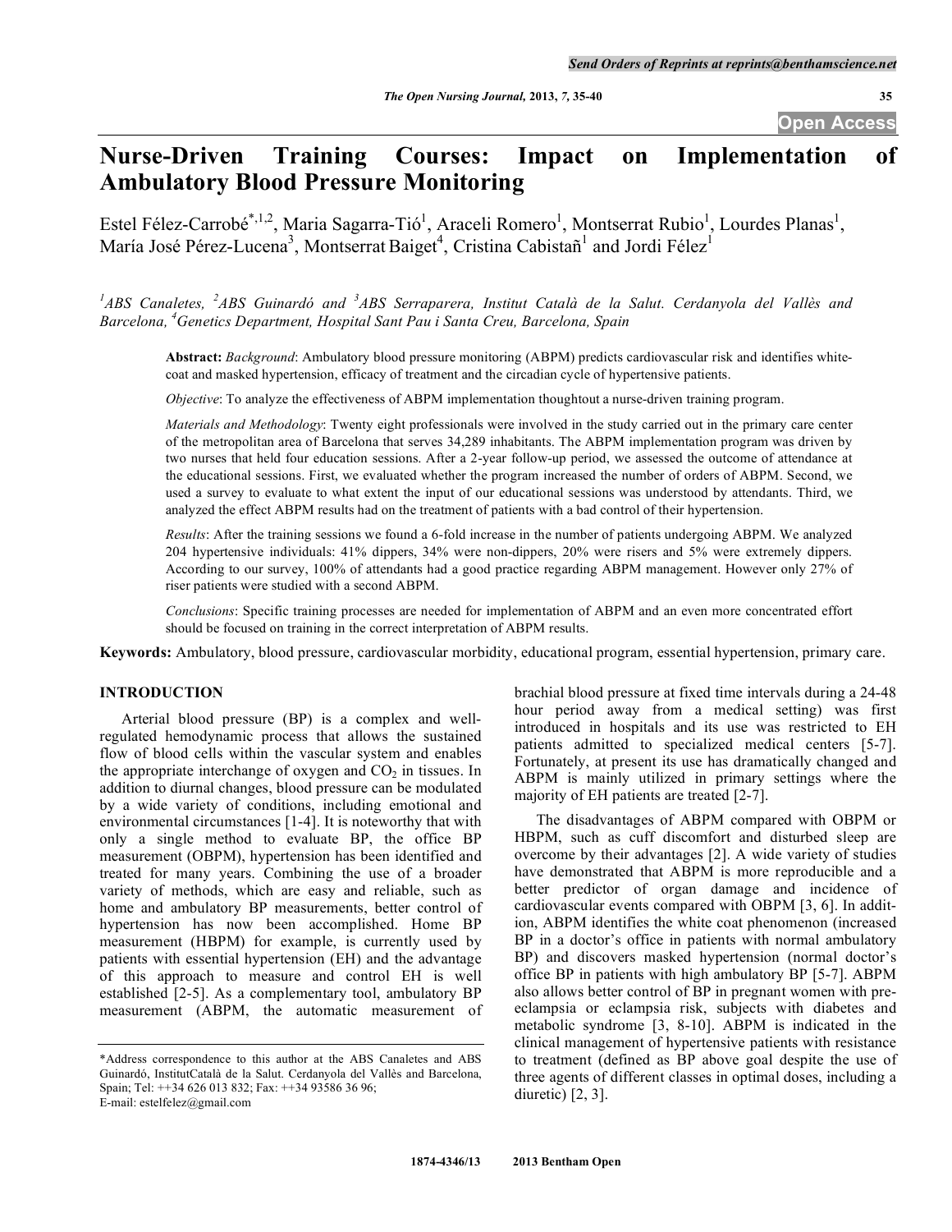# Nurse-Driven Training Courses: Impact on Implementation of Ambulatory Blood Pressure Monitoring

Estel Félez-Carrobé[*,1,2], Maria Sagarra-Tió[1], Araceli Romero[1], Montserrat Rubio[1], Lourdes Planas[1], María José Pérez-Lucena[3], Montserrat Baiget[4], Cristina Cabistañ[1] and Jordi Félez[1]

*[1]ABS Canaletes, [2]ABS Guinardó and [3]ABS Serraparera, Institut Català de la Salut. Cerdanyola del Vallès and Barcelona, [4]Genetics Department, Hospital Sant Pau i Santa Creu, Barcelona, Spain*

**Abstract:** *Background*: Ambulatory blood pressure monitoring (ABPM) predicts cardiovascular risk and identifies white-coat and masked hypertension, efficacy of treatment and the circadian cycle of hypertensive patients.

*Objective*: To analyze the effectiveness of ABPM implementation thoughtout a nurse-driven training program.

*Materials and Methodology*: Twenty eight professionals were involved in the study carried out in the primary care center of the metropolitan area of Barcelona that serves 34,289 inhabitants. The ABPM implementation program was driven by two nurses that held four education sessions. After a 2-year follow-up period, we assessed the outcome of attendance at the educational sessions. First, we evaluated whether the program increased the number of orders of ABPM. Second, we used a survey to evaluate to what extent the input of our educational sessions was understood by attendants. Third, we analyzed the effect ABPM results had on the treatment of patients with a bad control of their hypertension.

*Results*: After the training sessions we found a 6-fold increase in the number of patients undergoing ABPM. We analyzed 204 hypertensive individuals: 41% dippers, 34% were non-dippers, 20% were risers and 5% were extremely dippers. According to our survey, 100% of attendants had a good practice regarding ABPM management. However only 27% of riser patients were studied with a second ABPM.

*Conclusions*: Specific training processes are needed for implementation of ABPM and an even more concentrated effort should be focused on training in the correct interpretation of ABPM results.

**Keywords:** Ambulatory, blood pressure, cardiovascular morbidity, educational program, essential hypertension, primary care.

## INTRODUCTION

Arterial blood pressure (BP) is a complex and well-regulated hemodynamic process that allows the sustained flow of blood cells within the vascular system and enables the appropriate interchange of oxygen and $CO_2$ in tissues. In addition to diurnal changes, blood pressure can be modulated by a wide variety of conditions, including emotional and environmental circumstances [1-4]. It is noteworthy that with only a single method to evaluate BP, the office BP measurement (OBPM), hypertension has been identified and treated for many years. Combining the use of a broader variety of methods, which are easy and reliable, such as home and ambulatory BP measurements, better control of hypertension has now been accomplished. Home BP measurement (HBPM) for example, is currently used by patients with essential hypertension (EH) and the advantage of this approach to measure and control EH is well established [2-5]. As a complementary tool, ambulatory BP measurement (ABPM, the automatic measurement of brachial blood pressure at fixed time intervals during a 24-48 hour period away from a medical setting) was first introduced in hospitals and its use was restricted to EH patients admitted to specialized medical centers [5-7]. Fortunately, at present its use has dramatically changed and ABPM is mainly utilized in primary settings where the majority of EH patients are treated [2-7].

The disadvantages of ABPM compared with OBPM or HBPM, such as cuff discomfort and disturbed sleep are overcome by their advantages [2]. A wide variety of studies have demonstrated that ABPM is more reproducible and a better predictor of organ damage and incidence of cardiovascular events compared with OBPM [3, 6]. In addition, ABPM identifies the white coat phenomenon (increased BP in a doctor's office in patients with normal ambulatory BP) and discovers masked hypertension (normal doctor's office BP in patients with high ambulatory BP) [5-7]. ABPM also allows better control of BP in pregnant women with pre-eclampsia or eclampsia risk, subjects with diabetes and metabolic syndrome [3, 8-10]. ABPM is indicated in the clinical management of hypertensive patients with resistance to treatment (defined as BP above goal despite the use of three agents of different classes in optimal doses, including a diuretic) [2, 3].

*Address correspondence to this author at the ABS Canaletes and ABS Guinardó, InstitutCatalà de la Salut. Cerdanyola del Vallès and Barcelona, Spain; Tel: ++34 626 013 832; Fax: ++34 93586 36 96; E-mail: estelfelez@gmail.com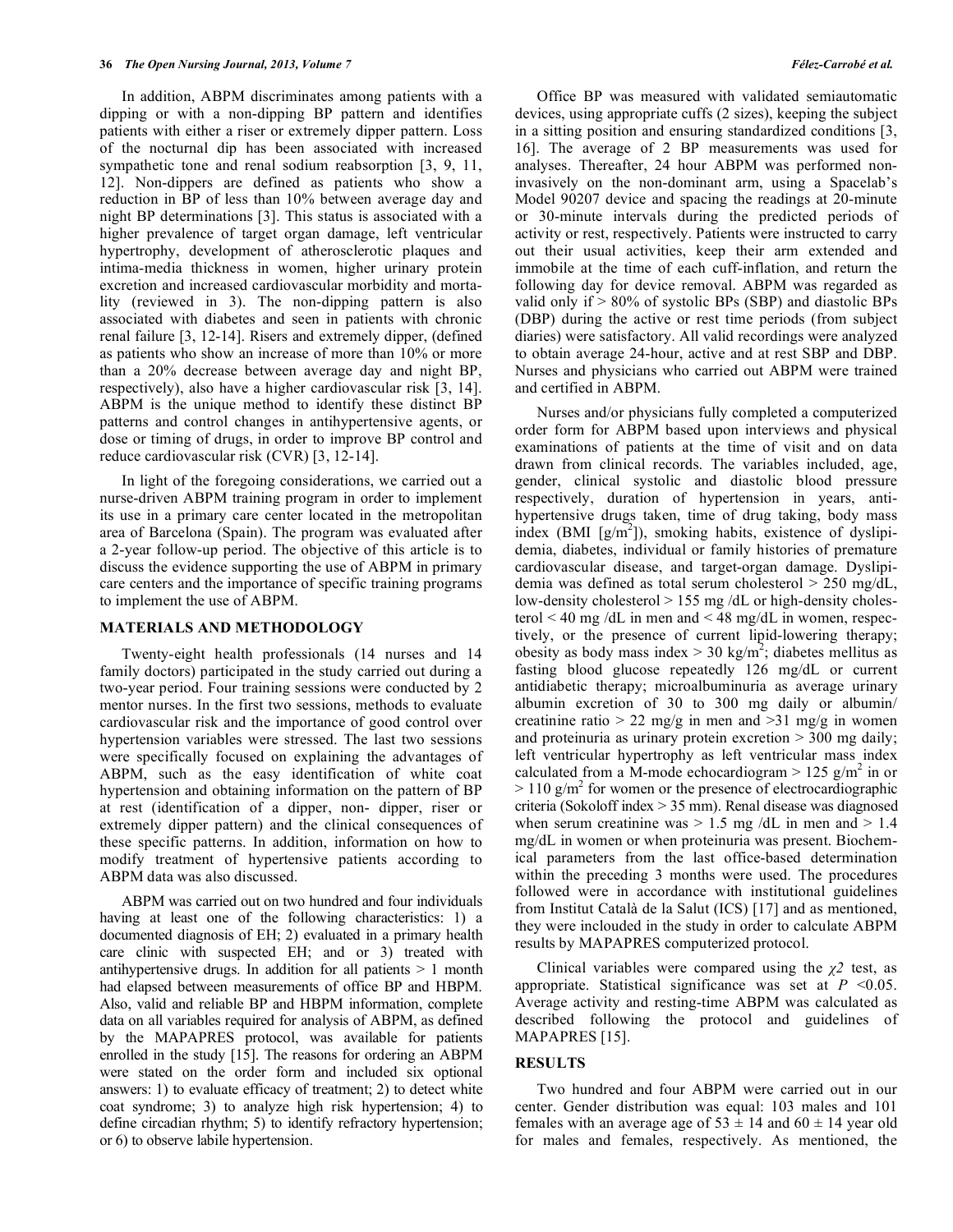In addition, ABPM discriminates among patients with a dipping or with a non-dipping BP pattern and identifies patients with either a riser or extremely dipper pattern. Loss of the nocturnal dip has been associated with increased sympathetic tone and renal sodium reabsorption [3, 9, 11, 12]. Non-dippers are defined as patients who show a reduction in BP of less than 10% between average day and night BP determinations [3]. This status is associated with a higher prevalence of target organ damage, left ventricular hypertrophy, development of atherosclerotic plaques and intima-media thickness in women, higher urinary protein excretion and increased cardiovascular morbidity and mortality (reviewed in 3). The non-dipping pattern is also associated with diabetes and seen in patients with chronic renal failure [3, 12-14]. Risers and extremely dipper, (defined as patients who show an increase of more than 10% or more than a 20% decrease between average day and night BP, respectively), also have a higher cardiovascular risk [3, 14]. ABPM is the unique method to identify these distinct BP patterns and control changes in antihypertensive agents, or dose or timing of drugs, in order to improve BP control and reduce cardiovascular risk (CVR) [3, 12-14].

In light of the foregoing considerations, we carried out a nurse-driven ABPM training program in order to implement its use in a primary care center located in the metropolitan area of Barcelona (Spain). The program was evaluated after a 2-year follow-up period. The objective of this article is to discuss the evidence supporting the use of ABPM in primary care centers and the importance of specific training programs to implement the use of ABPM.

## MATERIALS AND METHODOLOGY

Twenty-eight health professionals (14 nurses and 14 family doctors) participated in the study carried out during a two-year period. Four training sessions were conducted by 2 mentor nurses. In the first two sessions, methods to evaluate cardiovascular risk and the importance of good control over hypertension variables were stressed. The last two sessions were specifically focused on explaining the advantages of ABPM, such as the easy identification of white coat hypertension and obtaining information on the pattern of BP at rest (identification of a dipper, non- dipper, riser or extremely dipper pattern) and the clinical consequences of these specific patterns. In addition, information on how to modify treatment of hypertensive patients according to ABPM data was also discussed.

ABPM was carried out on two hundred and four individuals having at least one of the following characteristics: 1) a documented diagnosis of EH; 2) evaluated in a primary health care clinic with suspected EH; and or 3) treated with antihypertensive drugs. In addition for all patients > 1 month had elapsed between measurements of office BP and HBPM. Also, valid and reliable BP and HBPM information, complete data on all variables required for analysis of ABPM, as defined by the MAPAPRES protocol, was available for patients enrolled in the study [15]. The reasons for ordering an ABPM were stated on the order form and included six optional answers: 1) to evaluate efficacy of treatment; 2) to detect white coat syndrome; 3) to analyze high risk hypertension; 4) to define circadian rhythm; 5) to identify refractory hypertension; or 6) to observe labile hypertension.

Office BP was measured with validated semiautomatic devices, using appropriate cuffs (2 sizes), keeping the subject in a sitting position and ensuring standardized conditions [3, 16]. The average of 2 BP measurements was used for analyses. Thereafter, 24 hour ABPM was performed non-invasively on the non-dominant arm, using a Spacelab's Model 90207 device and spacing the readings at 20-minute or 30-minute intervals during the predicted periods of activity or rest, respectively. Patients were instructed to carry out their usual activities, keep their arm extended and immobile at the time of each cuff-inflation, and return the following day for device removal. ABPM was regarded as valid only if > 80% of systolic BPs (SBP) and diastolic BPs (DBP) during the active or rest time periods (from subject diaries) were satisfactory. All valid recordings were analyzed to obtain average 24-hour, active and at rest SBP and DBP. Nurses and physicians who carried out ABPM were trained and certified in ABPM.

Nurses and/or physicians fully completed a computerized order form for ABPM based upon interviews and physical examinations of patients at the time of visit and on data drawn from clinical records. The variables included, age, gender, clinical systolic and diastolic blood pressure respectively, duration of hypertension in years, anti-hypertensive drugs taken, time of drug taking, body mass index (BMI [g/m$^2$]), smoking habits, existence of dyslipidemia, diabetes, individual or family histories of premature cardiovascular disease, and target-organ damage. Dyslipidemia was defined as total serum cholesterol > 250 mg/dL, low-density cholesterol > 155 mg /dL or high-density cholesterol < 40 mg /dL in men and < 48 mg/dL in women, respectively, or the presence of current lipid-lowering therapy; obesity as body mass index > 30 kg/m$^2$; diabetes mellitus as fasting blood glucose repeatedly 126 mg/dL or current antidiabetic therapy; microalbuminuria as average urinary albumin excretion of 30 to 300 mg daily or albumin/creatinine ratio > 22 mg/g in men and >31 mg/g in women and proteinuria as urinary protein excretion > 300 mg daily; left ventricular hypertrophy as left ventricular mass index calculated from a M-mode echocardiogram > 125 g/m$^2$ in or > 110 g/m$^2$ for women or the presence of electrocardiographic criteria (Sokoloff index > 35 mm). Renal disease was diagnosed when serum creatinine was > 1.5 mg /dL in men and > 1.4 mg/dL in women or when proteinuria was present. Biochemical parameters from the last office-based determination within the preceding 3 months were used. The procedures followed were in accordance with institutional guidelines from Institut Català de la Salut (ICS) [17] and as mentioned, they were inclouded in the study in order to calculate ABPM results by MAPAPRES computerized protocol.

Clinical variables were compared using the $\chi 2$ test, as appropriate. Statistical significance was set at $P < 0.05$. Average activity and resting-time ABPM was calculated as described following the protocol and guidelines of MAPAPRES [15].

## RESULTS

Two hundred and four ABPM were carried out in our center. Gender distribution was equal: 103 males and 101 females with an average age of 53 ± 14 and 60 ± 14 year old for males and females, respectively. As mentioned, the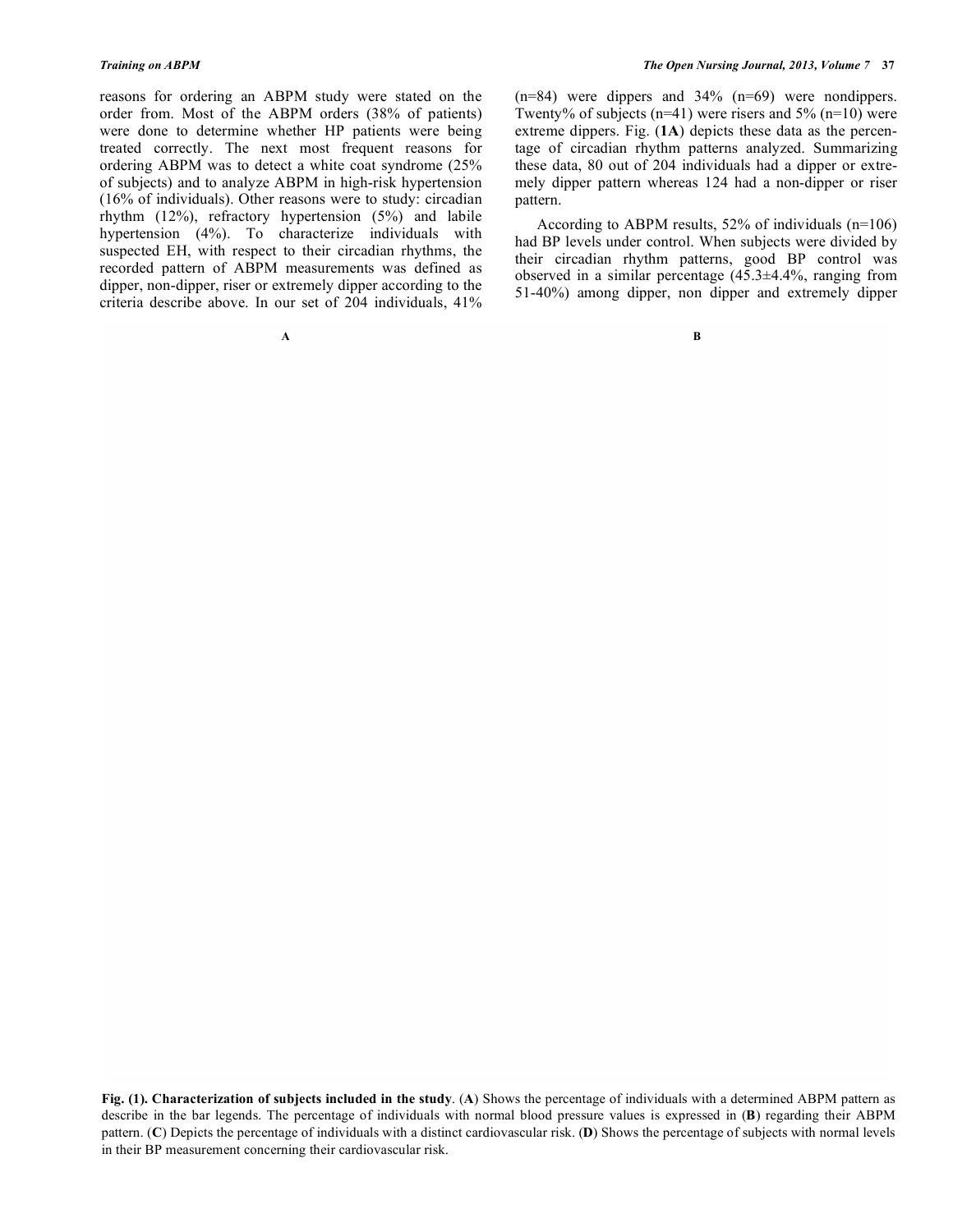reasons for ordering an ABPM study were stated on the order from. Most of the ABPM orders (38% of patients) were done to determine whether HP patients were being treated correctly. The next most frequent reasons for ordering ABPM was to detect a white coat syndrome (25% of subjects) and to analyze ABPM in high-risk hypertension (16% of individuals). Other reasons were to study: circadian rhythm (12%), refractory hypertension (5%) and labile hypertension (4%). To characterize individuals with suspected EH, with respect to their circadian rhythms, the recorded pattern of ABPM measurements was defined as dipper, non-dipper, riser or extremely dipper according to the criteria describe above. In our set of 204 individuals, 41% (n=84) were dippers and 34% (n=69) were nondippers. Twenty% of subjects (n=41) were risers and 5% (n=10) were extreme dippers. Fig. (**1A**) depicts these data as the percentage of circadian rhythm patterns analyzed. Summarizing these data, 80 out of 204 individuals had a dipper or extremely dipper pattern whereas 124 had a non-dipper or riser pattern.

According to ABPM results, 52% of individuals (n=106) had BP levels under control. When subjects were divided by their circadian rhythm patterns, good BP control was observed in a similar percentage (45.3±4.4%, ranging from 51-40%) among dipper, non dipper and extremely dipper

A

B

**Fig. (1). Characterization of subjects included in the study**. (**A**) Shows the percentage of individuals with a determined ABPM pattern as describe in the bar legends. The percentage of individuals with normal blood pressure values is expressed in (**B**) regarding their ABPM pattern. (**C**) Depicts the percentage of individuals with a distinct cardiovascular risk. (**D**) Shows the percentage of subjects with normal levels in their BP measurement concerning their cardiovascular risk.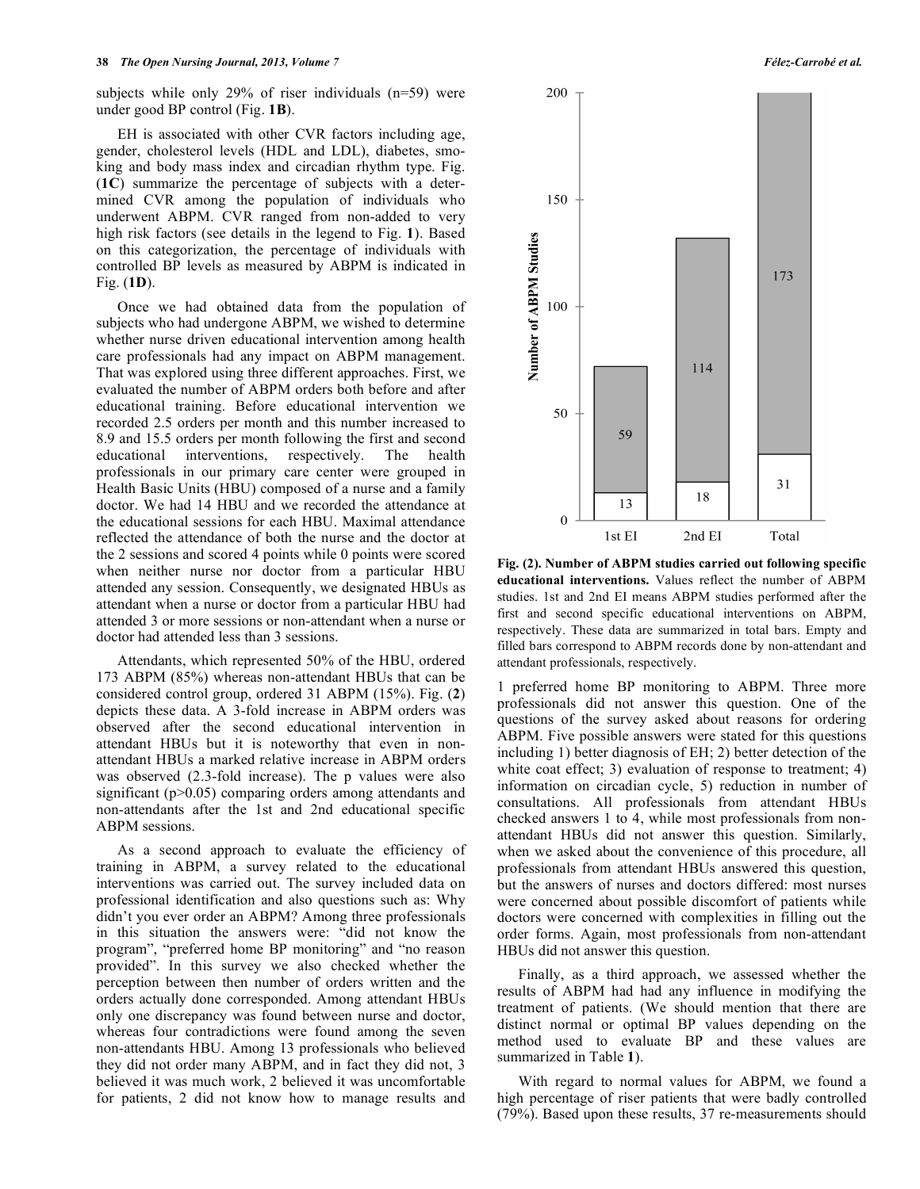subjects while only 29% of riser individuals (n=59) were under good BP control (Fig. **1B**).

EH is associated with other CVR factors including age, gender, cholesterol levels (HDL and LDL), diabetes, smoking and body mass index and circadian rhythm type. Fig. (**1C**) summarize the percentage of subjects with a determined CVR among the population of individuals who underwent ABPM. CVR ranged from non-added to very high risk factors (see details in the legend to Fig. **1**). Based on this categorization, the percentage of individuals with controlled BP levels as measured by ABPM is indicated in Fig. (**1D**).

Once we had obtained data from the population of subjects who had undergone ABPM, we wished to determine whether nurse driven educational intervention among health care professionals had any impact on ABPM management. That was explored using three different approaches. First, we evaluated the number of ABPM orders both before and after educational training. Before educational intervention we recorded 2.5 orders per month and this number increased to 8.9 and 15.5 orders per month following the first and second educational interventions, respectively. The health professionals in our primary care center were grouped in Health Basic Units (HBU) composed of a nurse and a family doctor. We had 14 HBU and we recorded the attendance at the educational sessions for each HBU. Maximal attendance reflected the attendance of both the nurse and the doctor at the 2 sessions and scored 4 points while 0 points were scored when neither nurse nor doctor from a particular HBU attended any session. Consequently, we designated HBUs as attendant when a nurse or doctor from a particular HBU had attended 3 or more sessions or non-attendant when a nurse or doctor had attended less than 3 sessions.

Attendants, which represented 50% of the HBU, ordered 173 ABPM (85%) whereas non-attendant HBUs that can be considered control group, ordered 31 ABPM (15%). Fig. (**2**) depicts these data. A 3-fold increase in ABPM orders was observed after the second educational intervention in attendant HBUs but it is noteworthy that even in non-attendant HBUs a marked relative increase in ABPM orders was observed (2.3-fold increase). The p values were also significant ($p>0.05$) comparing orders among attendants and non-attendants after the 1st and 2nd educational specific ABPM sessions.

As a second approach to evaluate the efficiency of training in ABPM, a survey related to the educational interventions was carried out. The survey included data on professional identification and also questions such as: Why didn't you ever order an ABPM? Among three professionals in this situation the answers were: "did not know the program", "preferred home BP monitoring" and "no reason provided". In this survey we also checked whether the perception between then number of orders written and the orders actually done corresponded. Among attendant HBUs only one discrepancy was found between nurse and doctor, whereas four contradictions were found among the seven non-attendants HBU. Among 13 professionals who believed they did not order many ABPM, and in fact they did not, 3 believed it was much work, 2 believed it was uncomfortable for patients, 2 did not know how to manage results and 1 preferred home BP monitoring to ABPM. Three more professionals did not answer this question. One of the questions of the survey asked about reasons for ordering ABPM. Five possible answers were stated for this questions including 1) better diagnosis of EH; 2) better detection of the white coat effect; 3) evaluation of response to treatment; 4) information on circadian cycle, 5) reduction in number of consultations. All professionals from attendant HBUs checked answers 1 to 4, while most professionals from non-attendant HBUs did not answer this question. Similarly, when we asked about the convenience of this procedure, all professionals from attendant HBUs answered this question, but the answers of nurses and doctors differed: most nurses were concerned about possible discomfort of patients while doctors were concerned with complexities in filling out the order forms. Again, most professionals from non-attendant HBUs did not answer this question.

**Fig. (2). Number of ABPM studies carried out following specific educational interventions.** Values reflect the number of ABPM studies. 1st and 2nd EI means ABPM studies performed after the first and second specific educational interventions on ABPM, respectively. These data are summarized in total bars. Empty and filled bars correspond to ABPM records done by non-attendant and attendant professionals, respectively.

Finally, as a third approach, we assessed whether the results of ABPM had had any influence in modifying the treatment of patients. (We should mention that there are distinct normal or optimal BP values depending on the method used to evaluate BP and these values are summarized in Table **1**).

With regard to normal values for ABPM, we found a high percentage of riser patients that were badly controlled (79%). Based upon these results, 37 re-measurements should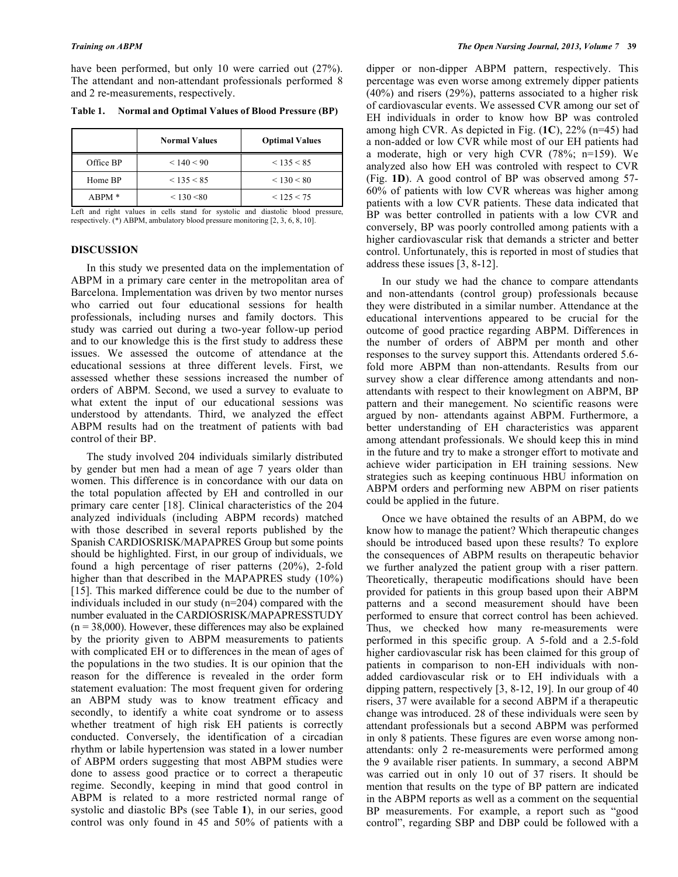have been performed, but only 10 were carried out (27%). The attendant and non-attendant professionals performed 8 and 2 re-measurements, respectively.

**Table 1. Normal and Optimal Values of Blood Pressure (BP)**

| | Normal Values | Optimal Values |
|---|---|---|
| Office BP | < 140 < 90 | < 135 < 85 |
| Home BP | < 135 < 85 | < 130 < 80 |
| ABPM * | < 130 <80 | < 125 < 75 |

Left and right values in cells stand for systolic and diastolic blood pressure, respectively. (*) ABPM, ambulatory blood pressure monitoring [2, 3, 6, 8, 10].

## DISCUSSION

In this study we presented data on the implementation of ABPM in a primary care center in the metropolitan area of Barcelona. Implementation was driven by two mentor nurses who carried out four educational sessions for health professionals, including nurses and family doctors. This study was carried out during a two-year follow-up period and to our knowledge this is the first study to address these issues. We assessed the outcome of attendance at the educational sessions at three different levels. First, we assessed whether these sessions increased the number of orders of ABPM. Second, we used a survey to evaluate to what extent the input of our educational sessions was understood by attendants. Third, we analyzed the effect ABPM results had on the treatment of patients with bad control of their BP.

The study involved 204 individuals similarly distributed by gender but men had a mean of age 7 years older than women. This difference is in concordance with our data on the total population affected by EH and controlled in our primary care center [18]. Clinical characteristics of the 204 analyzed individuals (including ABPM records) matched with those described in several reports published by the Spanish CARDIOSRISK/MAPAPRES Group but some points should be highlighted. First, in our group of individuals, we found a high percentage of riser patterns (20%), 2-fold higher than that described in the MAPAPRES study (10%) [15]. This marked difference could be due to the number of individuals included in our study (n=204) compared with the number evaluated in the CARDIOSRISK/MAPAPRESSTUDY (n = 38,000). However, these differences may also be explained by the priority given to ABPM measurements to patients with complicated EH or to differences in the mean of ages of the populations in the two studies. It is our opinion that the reason for the difference is revealed in the order form statement evaluation: The most frequent given for ordering an ABPM study was to know treatment efficacy and secondly, to identify a white coat syndrome or to assess whether treatment of high risk EH patients is correctly conducted. Conversely, the identification of a circadian rhythm or labile hypertension was stated in a lower number of ABPM orders suggesting that most ABPM studies were done to assess good practice or to correct a therapeutic regime. Secondly, keeping in mind that good control in ABPM is related to a more restricted normal range of systolic and diastolic BPs (see Table **1**), in our series, good control was only found in 45 and 50% of patients with a dipper or non-dipper ABPM pattern, respectively. This percentage was even worse among extremely dipper patients (40%) and risers (29%), patterns associated to a higher risk of cardiovascular events. We assessed CVR among our set of EH individuals in order to know how BP was controled among high CVR. As depicted in Fig. (**1C**), 22% (n=45) had a non-added or low CVR while most of our EH patients had a moderate, high or very high CVR (78%; n=159). We analyzed also how EH was controled with respect to CVR (Fig. **1D**). A good control of BP was observed among 57-60% of patients with low CVR whereas was higher among patients with a low CVR patients. These data indicated that BP was better controlled in patients with a low CVR and conversely, BP was poorly controlled among patients with a higher cardiovascular risk that demands a stricter and better control. Unfortunately, this is reported in most of studies that address these issues [3, 8-12].

In our study we had the chance to compare attendants and non-attendants (control group) professionals because they were distributed in a similar number. Attendance at the educational interventions appeared to be crucial for the outcome of good practice regarding ABPM. Differences in the number of orders of ABPM per month and other responses to the survey support this. Attendants ordered 5.6-fold more ABPM than non-attendants. Results from our survey show a clear difference among attendants and non-attendants with respect to their knowlegment on ABPM, BP pattern and their manegement. No scientific reasons were argued by non- attendants against ABPM. Furthermore, a better understanding of EH characteristics was apparent among attendant professionals. We should keep this in mind in the future and try to make a stronger effort to motivate and achieve wider participation in EH training sessions. New strategies such as keeping continuous HBU information on ABPM orders and performing new ABPM on riser patients could be applied in the future.

Once we have obtained the results of an ABPM, do we know how to manage the patient? Which therapeutic changes should be introduced based upon these results? To explore the consequences of ABPM results on therapeutic behavior we further analyzed the patient group with a riser pattern. Theoretically, therapeutic modifications should have been provided for patients in this group based upon their ABPM patterns and a second measurement should have been performed to ensure that correct control has been achieved. Thus, we checked how many re-measurements were performed in this specific group. A 5-fold and a 2.5-fold higher cardiovascular risk has been claimed for this group of patients in comparison to non-EH individuals with non-added cardiovascular risk or to EH individuals with a dipping pattern, respectively [3, 8-12, 19]. In our group of 40 risers, 37 were available for a second ABPM if a therapeutic change was introduced. 28 of these individuals were seen by attendant professionals but a second ABPM was performed in only 8 patients. These figures are even worse among non-attendants: only 2 re-measurements were performed among the 9 available riser patients. In summary, a second ABPM was carried out in only 10 out of 37 risers. It should be mention that results on the type of BP pattern are indicated in the ABPM reports as well as a comment on the sequential BP measurements. For example, a report such as "good control", regarding SBP and DBP could be followed with a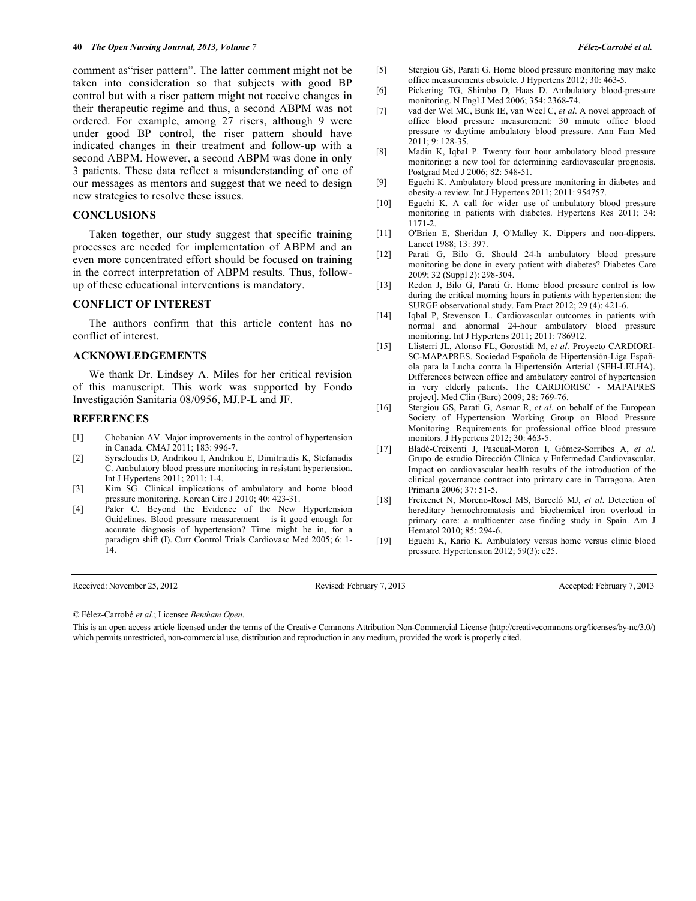comment as"riser pattern". The latter comment might not be taken into consideration so that subjects with good BP control but with a riser pattern might not receive changes in their therapeutic regime and thus, a second ABPM was not ordered. For example, among 27 risers, although 9 were under good BP control, the riser pattern should have indicated changes in their treatment and follow-up with a second ABPM. However, a second ABPM was done in only 3 patients. These data reflect a misunderstanding of one of our messages as mentors and suggest that we need to design new strategies to resolve these issues.

## CONCLUSIONS

Taken together, our study suggest that specific training processes are needed for implementation of ABPM and an even more concentrated effort should be focused on training in the correct interpretation of ABPM results. Thus, follow-up of these educational interventions is mandatory.

## CONFLICT OF INTEREST

The authors confirm that this article content has no conflict of interest.

## ACKNOWLEDGEMENTS

We thank Dr. Lindsey A. Miles for her critical revision of this manuscript. This work was supported by Fondo Investigación Sanitaria 08/0956, MJ.P-L and JF.

## REFERENCES

[1] Chobanian AV. Major improvements in the control of hypertension in Canada. CMAJ 2011; 183: 996-7.

[2] Syrseloudis D, Andrikou I, Andrikou E, Dimitriadis K, Stefanadis C. Ambulatory blood pressure monitoring in resistant hypertension. Int J Hypertens 2011; 2011: 1-4.

[3] Kim SG. Clinical implications of ambulatory and home blood pressure monitoring. Korean Circ J 2010; 40: 423-31.

[4] Pater C. Beyond the Evidence of the New Hypertension Guidelines. Blood pressure measurement – is it good enough for accurate diagnosis of hypertension? Time might be in, for a paradigm shift (I). Curr Control Trials Cardiovasc Med 2005; 6: 1-14.

[5] Stergiou GS, Parati G. Home blood pressure monitoring may make office measurements obsolete. J Hypertens 2012; 30: 463-5.

[6] Pickering TG, Shimbo D, Haas D. Ambulatory blood-pressure monitoring. N Engl J Med 2006; 354: 2368-74.

[7] vad der Wel MC, Bunk IE, van Weel C, *et al*. A novel approach of office blood pressure measurement: 30 minute office blood pressure *vs* daytime ambulatory blood pressure. Ann Fam Med 2011; 9: 128-35.

[8] Madin K, Iqbal P. Twenty four hour ambulatory blood pressure monitoring: a new tool for determining cardiovascular prognosis. Postgrad Med J 2006; 82: 548-51.

[9] Eguchi K. Ambulatory blood pressure monitoring in diabetes and obesity-a review. Int J Hypertens 2011; 2011: 954757.

[10] Eguchi K. A call for wider use of ambulatory blood pressure monitoring in patients with diabetes. Hypertens Res 2011; 34: 1171-2.

[11] O'Brien E, Sheridan J, O'Malley K. Dippers and non-dippers. Lancet 1988; 13: 397.

[12] Parati G, Bilo G. Should 24-h ambulatory blood pressure monitoring be done in every patient with diabetes? Diabetes Care 2009; 32 (Suppl 2): 298-304.

[13] Redon J, Bilo G, Parati G. Home blood pressure control is low during the critical morning hours in patients with hypertension: the SURGE observational study. Fam Pract 2012; 29 (4): 421-6.

[14] Iqbal P, Stevenson L. Cardiovascular outcomes in patients with normal and abnormal 24-hour ambulatory blood pressure monitoring. Int J Hypertens 2011; 2011: 786912.

[15] Llisterri JL, Alonso FL, Gorostidi M, *et al.* Proyecto CARDIORI-SC-MAPAPRES. Sociedad Española de Hipertensión-Liga Española para la Lucha contra la Hipertensión Arterial (SEH-LELHA). Differences between office and ambulatory control of hypertension in very elderly patients. The CARDIORISC - MAPAPRES project]. Med Clin (Barc) 2009; 28: 769-76.

[16] Stergiou GS, Parati G, Asmar R, *et al*. on behalf of the European Society of Hypertension Working Group on Blood Pressure Monitoring. Requirements for professional office blood pressure monitors. J Hypertens 2012; 30: 463-5.

[17] Bladé-Creixenti J, Pascual-Moron I, Gómez-Sorribes A, *et al*. Grupo de estudio Dirección Clínica y Enfermedad Cardiovascular. Impact on cardiovascular health results of the introduction of the clinical governance contract into primary care in Tarragona. Aten Primaria 2006; 37: 51-5.

[18] Freixenet N, Moreno-Rosel MS, Barceló MJ, *et al*. Detection of hereditary hemochromatosis and biochemical iron overload in primary care: a multicenter case finding study in Spain. Am J Hematol 2010; 85: 294-6.

[19] Eguchi K, Kario K. Ambulatory versus home versus clinic blood pressure. Hypertension 2012; 59(3): e25.

Received: November 25, 2012 Revised: February 7, 2013 Accepted: February 7, 2013

© Félez-Carrobé *et al.*; Licensee *Bentham Open*.

This is an open access article licensed under the terms of the Creative Commons Attribution Non-Commercial License (http://creativecommons.org/licenses/by-nc/3.0/) which permits unrestricted, non-commercial use, distribution and reproduction in any medium, provided the work is properly cited.